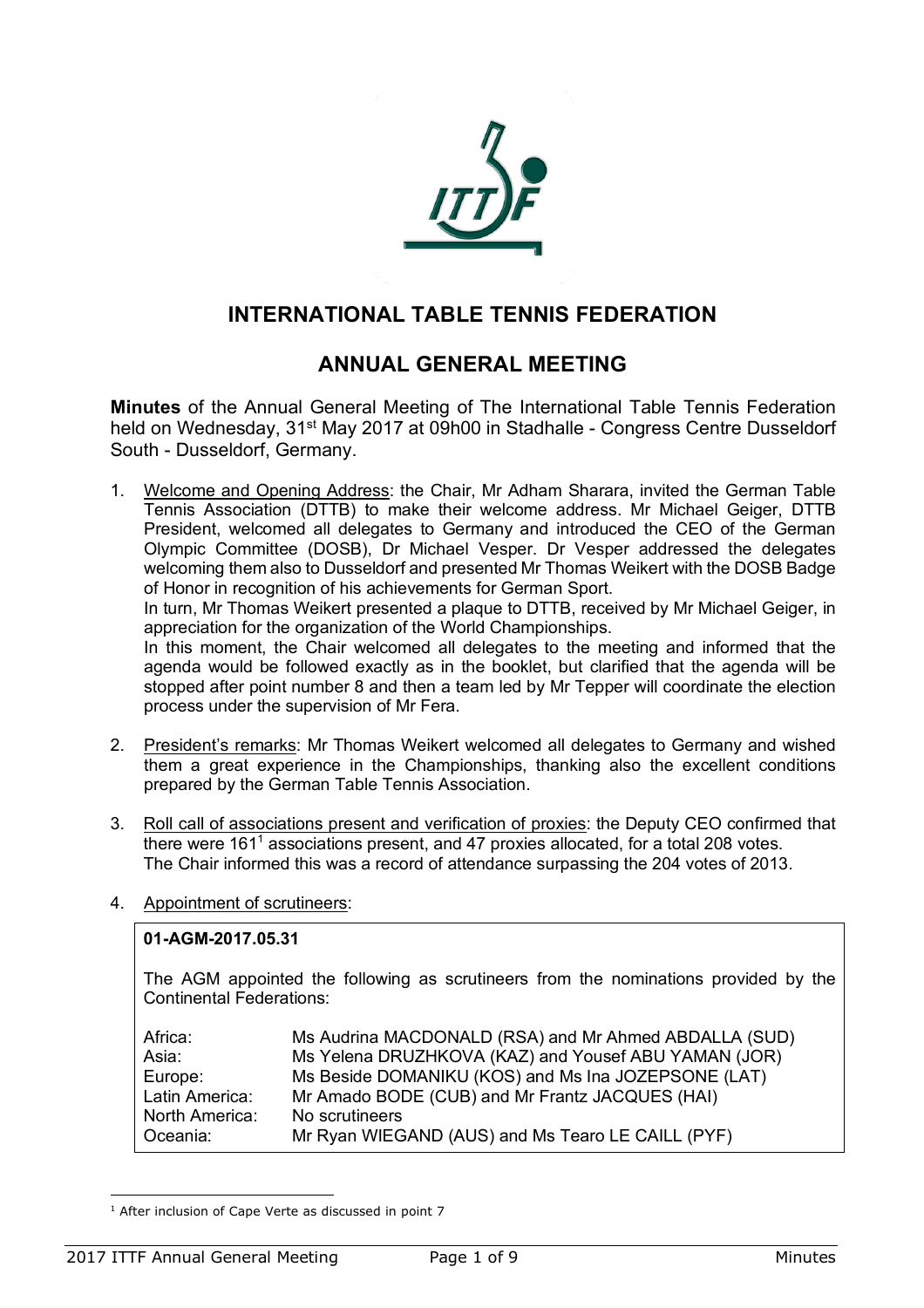# INTERNATIONAL TABLE TENNIS FEDERATION

## ANNUAL GENERAL MEETING

**Minutes** of the Annual General Meeting of The International Table Tennis Federation held on Wednesday, 31st May 2017 at 09h00 in Stadhalle - Congress Centre Dusseldorf South - Dusseldorf, Germany.

1. Welcome and Opening Address: the Chair, Mr Adham Sharara, invited the German Table Tennis Association (DTTB) to make their welcome address. Mr Michael Geiger, DTTB President, welcomed all delegates to Germany and introduced the CEO of the German Olympic Committee (DOSB), Dr Michael Vesper. Dr Vesper addressed the delegates welcoming them also to Dusseldorf and presented Mr Thomas Weikert with the DOSB Badge of Honor in recognition of his achievements for German Sport.
   In turn, Mr Thomas Weikert presented a plaque to DTTB, received by Mr Michael Geiger, in appreciation for the organization of the World Championships.
   In this moment, the Chair welcomed all delegates to the meeting and informed that the agenda would be followed exactly as in the booklet, but clarified that the agenda will be stopped after point number 8 and then a team led by Mr Tepper will coordinate the election process under the supervision of Mr Fera.

2. President's remarks: Mr Thomas Weikert welcomed all delegates to Germany and wished them a great experience in the Championships, thanking also the excellent conditions prepared by the German Table Tennis Association.

3. Roll call of associations present and verification of proxies: the Deputy CEO confirmed that there were 161[1] associations present, and 47 proxies allocated, for a total 208 votes.
   The Chair informed this was a record of attendance surpassing the 204 votes of 2013.

4. Appointment of scrutineers:

**01-AGM-2017.05.31**

The AGM appointed the following as scrutineers from the nominations provided by the Continental Federations:

| | |
|---|---|
| Africa: | Ms Audrina MACDONALD (RSA) and Mr Ahmed ABDALLA (SUD) |
| Asia: | Ms Yelena DRUZHKOVA (KAZ) and Yousef ABU YAMAN (JOR) |
| Europe: | Ms Beside DOMANIKU (KOS) and Ms Ina JOZEPSONE (LAT) |
| Latin America: | Mr Amado BODE (CUB) and Mr Frantz JACQUES (HAI) |
| North America: | No scrutineers |
| Oceania: | Mr Ryan WIEGAND (AUS) and Ms Tearo LE CAILL (PYF) |

[1] After inclusion of Cape Verte as discussed in point 7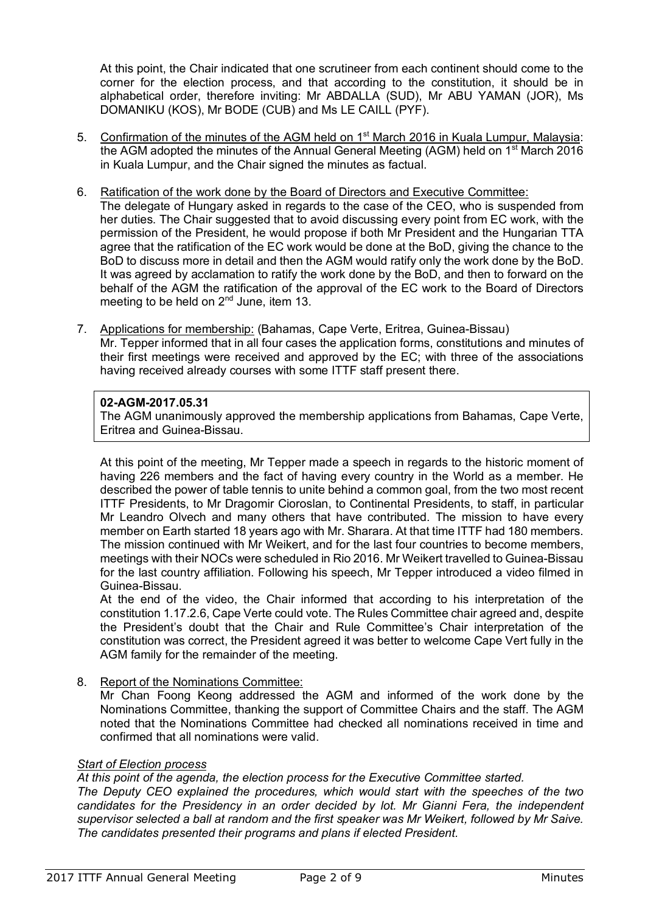At this point, the Chair indicated that one scrutineer from each continent should come to the corner for the election process, and that according to the constitution, it should be in alphabetical order, therefore inviting: Mr ABDALLA (SUD), Mr ABU YAMAN (JOR), Ms DOMANIKU (KOS), Mr BODE (CUB) and Ms LE CAILL (PYF).

5. Confirmation of the minutes of the AGM held on 1st March 2016 in Kuala Lumpur, Malaysia: the AGM adopted the minutes of the Annual General Meeting (AGM) held on 1st March 2016 in Kuala Lumpur, and the Chair signed the minutes as factual.

6. Ratification of the work done by the Board of Directors and Executive Committee:
The delegate of Hungary asked in regards to the case of the CEO, who is suspended from her duties. The Chair suggested that to avoid discussing every point from EC work, with the permission of the President, he would propose if both Mr President and the Hungarian TTA agree that the ratification of the EC work would be done at the BoD, giving the chance to the BoD to discuss more in detail and then the AGM would ratify only the work done by the BoD. It was agreed by acclamation to ratify the work done by the BoD, and then to forward on the behalf of the AGM the ratification of the approval of the EC work to the Board of Directors meeting to be held on 2nd June, item 13.

7. Applications for membership: (Bahamas, Cape Verte, Eritrea, Guinea-Bissau)
Mr. Tepper informed that in all four cases the application forms, constitutions and minutes of their first meetings were received and approved by the EC; with three of the associations having received already courses with some ITTF staff present there.

> **02-AGM-2017.05.31**
> The AGM unanimously approved the membership applications from Bahamas, Cape Verte, Eritrea and Guinea-Bissau.

At this point of the meeting, Mr Tepper made a speech in regards to the historic moment of having 226 members and the fact of having every country in the World as a member. He described the power of table tennis to unite behind a common goal, from the two most recent ITTF Presidents, to Mr Dragomir Cioroslan, to Continental Presidents, to staff, in particular Mr Leandro Olvech and many others that have contributed. The mission to have every member on Earth started 18 years ago with Mr. Sharara. At that time ITTF had 180 members. The mission continued with Mr Weikert, and for the last four countries to become members, meetings with their NOCs were scheduled in Rio 2016. Mr Weikert travelled to Guinea-Bissau for the last country affiliation. Following his speech, Mr Tepper introduced a video filmed in Guinea-Bissau.

At the end of the video, the Chair informed that according to his interpretation of the constitution 1.17.2.6, Cape Verte could vote. The Rules Committee chair agreed and, despite the President's doubt that the Chair and Rule Committee's Chair interpretation of the constitution was correct, the President agreed it was better to welcome Cape Vert fully in the AGM family for the remainder of the meeting.

8. Report of the Nominations Committee:
Mr Chan Foong Keong addressed the AGM and informed of the work done by the Nominations Committee, thanking the support of Committee Chairs and the staff. The AGM noted that the Nominations Committee had checked all nominations received in time and confirmed that all nominations were valid.

*Start of Election process*

*At this point of the agenda, the election process for the Executive Committee started.*
*The Deputy CEO explained the procedures, which would start with the speeches of the two candidates for the Presidency in an order decided by lot. Mr Gianni Fera, the independent supervisor selected a ball at random and the first speaker was Mr Weikert, followed by Mr Saive. The candidates presented their programs and plans if elected President.*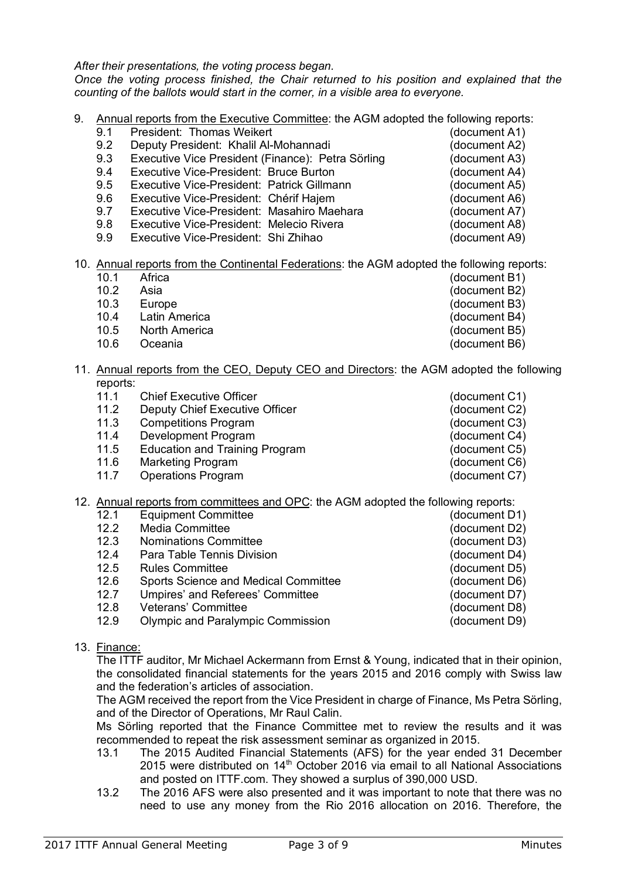*After their presentations, the voting process began.*

*Once the voting process finished, the Chair returned to his position and explained that the counting of the ballots would start in the corner, in a visible area to everyone.*

9. Annual reports from the Executive Committee: the AGM adopted the following reports:

| | | |
|---|---|---|
| 9.1 | President: Thomas Weikert | (document A1) |
| 9.2 | Deputy President: Khalil Al-Mohannadi | (document A2) |
| 9.3 | Executive Vice President (Finance): Petra Sörling | (document A3) |
| 9.4 | Executive Vice-President: Bruce Burton | (document A4) |
| 9.5 | Executive Vice-President: Patrick Gillmann | (document A5) |
| 9.6 | Executive Vice-President: Chérif Hajem | (document A6) |
| 9.7 | Executive Vice-President: Masahiro Maehara | (document A7) |
| 9.8 | Executive Vice-President: Melecio Rivera | (document A8) |
| 9.9 | Executive Vice-President: Shi Zhihao | (document A9) |

10. Annual reports from the Continental Federations: the AGM adopted the following reports:

| | | |
|---|---|---|
| 10.1 | Africa | (document B1) |
| 10.2 | Asia | (document B2) |
| 10.3 | Europe | (document B3) |
| 10.4 | Latin America | (document B4) |
| 10.5 | North America | (document B5) |
| 10.6 | Oceania | (document B6) |

11. Annual reports from the CEO, Deputy CEO and Directors: the AGM adopted the following reports:

| | | |
|---|---|---|
| 11.1 | Chief Executive Officer | (document C1) |
| 11.2 | Deputy Chief Executive Officer | (document C2) |
| 11.3 | Competitions Program | (document C3) |
| 11.4 | Development Program | (document C4) |
| 11.5 | Education and Training Program | (document C5) |
| 11.6 | Marketing Program | (document C6) |
| 11.7 | Operations Program | (document C7) |

12. Annual reports from committees and OPC: the AGM adopted the following reports:

| | | |
|---|---|---|
| 12.1 | Equipment Committee | (document D1) |
| 12.2 | Media Committee | (document D2) |
| 12.3 | Nominations Committee | (document D3) |
| 12.4 | Para Table Tennis Division | (document D4) |
| 12.5 | Rules Committee | (document D5) |
| 12.6 | Sports Science and Medical Committee | (document D6) |
| 12.7 | Umpires' and Referees' Committee | (document D7) |
| 12.8 | Veterans' Committee | (document D8) |
| 12.9 | Olympic and Paralympic Commission | (document D9) |

13. Finance:

The ITTF auditor, Mr Michael Ackermann from Ernst & Young, indicated that in their opinion, the consolidated financial statements for the years 2015 and 2016 comply with Swiss law and the federation's articles of association.

The AGM received the report from the Vice President in charge of Finance, Ms Petra Sörling, and of the Director of Operations, Mr Raul Calin.

Ms Sörling reported that the Finance Committee met to review the results and it was recommended to repeat the risk assessment seminar as organized in 2015.

13.1 The 2015 Audited Financial Statements (AFS) for the year ended 31 December 2015 were distributed on 14th October 2016 via email to all National Associations and posted on ITTF.com. They showed a surplus of 390,000 USD.

13.2 The 2016 AFS were also presented and it was important to note that there was no need to use any money from the Rio 2016 allocation on 2016. Therefore, the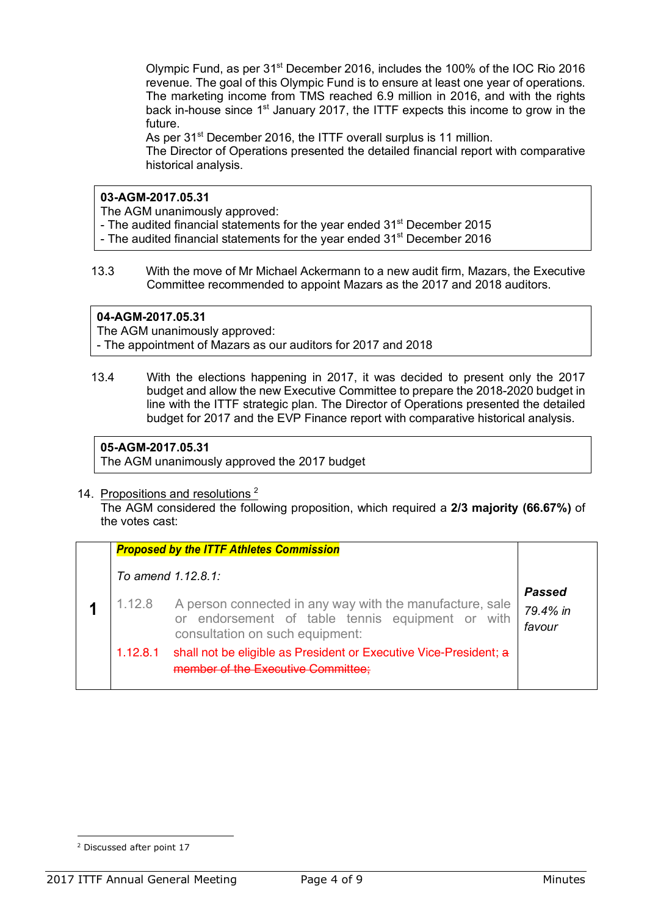Olympic Fund, as per 31st December 2016, includes the 100% of the IOC Rio 2016 revenue. The goal of this Olympic Fund is to ensure at least one year of operations. The marketing income from TMS reached 6.9 million in 2016, and with the rights back in-house since 1st January 2017, the ITTF expects this income to grow in the future.
As per 31st December 2016, the ITTF overall surplus is 11 million.
The Director of Operations presented the detailed financial report with comparative historical analysis.

> **03-AGM-2017.05.31**
> The AGM unanimously approved:
> - The audited financial statements for the year ended 31st December 2015
> - The audited financial statements for the year ended 31st December 2016

13.3 With the move of Mr Michael Ackermann to a new audit firm, Mazars, the Executive Committee recommended to appoint Mazars as the 2017 and 2018 auditors.

> **04-AGM-2017.05.31**
> The AGM unanimously approved:
> - The appointment of Mazars as our auditors for 2017 and 2018

13.4 With the elections happening in 2017, it was decided to present only the 2017 budget and allow the new Executive Committee to prepare the 2018-2020 budget in line with the ITTF strategic plan. The Director of Operations presented the detailed budget for 2017 and the EVP Finance report with comparative historical analysis.

> **05-AGM-2017.05.31**
> The AGM unanimously approved the 2017 budget

14. Propositions and resolutions [2]
The AGM considered the following proposition, which required a **2/3 majority (66.67%)** of the votes cast:

| | Proposition | Result |
|---|---|---|
| **1** | ***Proposed by the ITTF Athletes Commission*** <br><br> *To amend 1.12.8.1:* <br><br> 1.12.8 A person connected in any way with the manufacture, sale or endorsement of table tennis equipment or with consultation on such equipment: <br><br> 1.12.8.1 shall not be eligible as President or Executive Vice-President; ~~a member of the Executive Committee;~~ | ***Passed*** <br> *79.4% in favour* |

[2] Discussed after point 17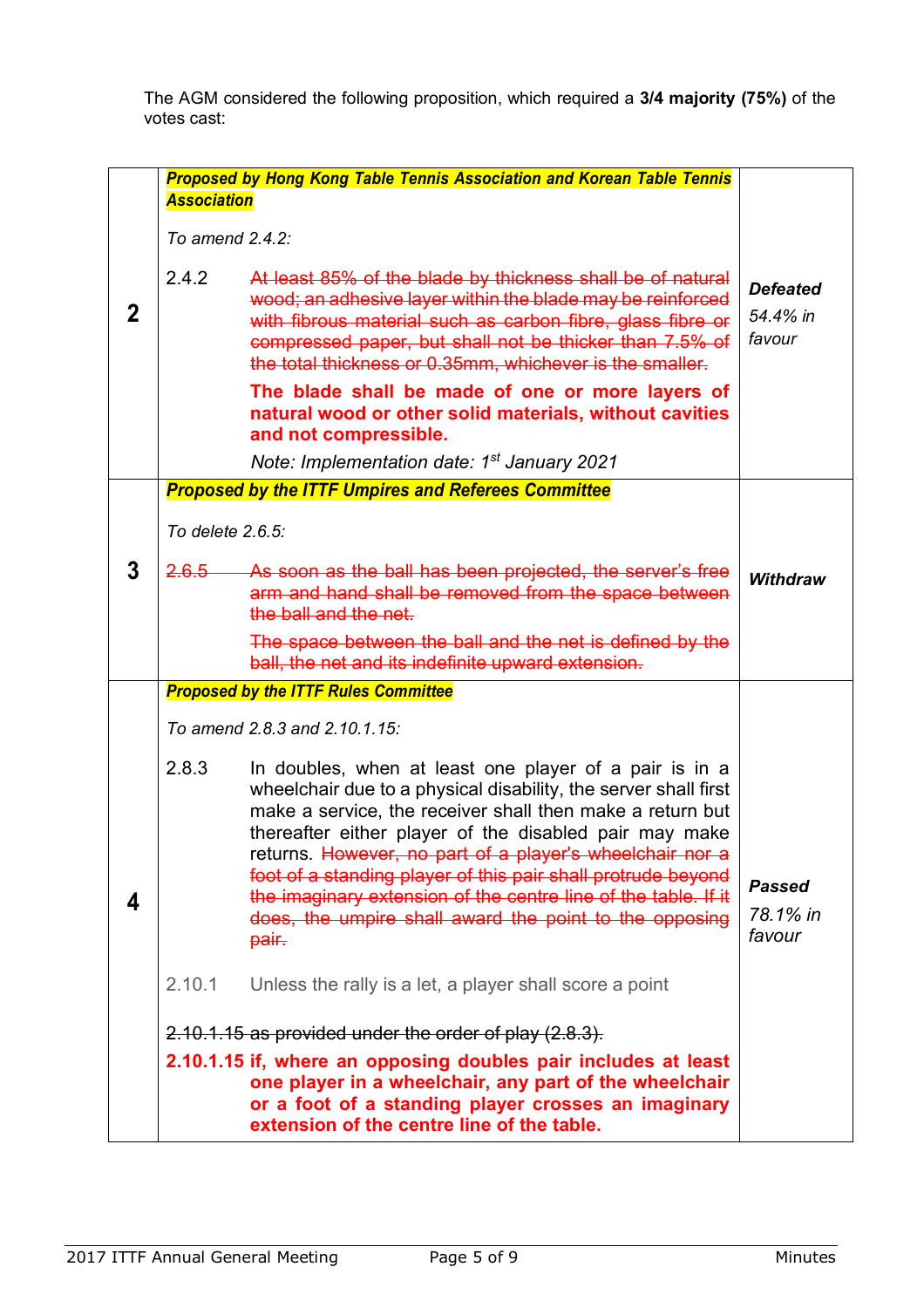The AGM considered the following proposition, which required a **3/4 majority (75%)** of the votes cast:

| | | |
|---|---|---|
| **2** | ***Proposed by Hong Kong Table Tennis Association and Korean Table Tennis Association***<br><br>*To amend 2.4.2:*<br><br>2.4.2 ~~At least 85% of the blade by thickness shall be of natural wood; an adhesive layer within the blade may be reinforced with fibrous material such as carbon fibre, glass fibre or compressed paper, but shall not be thicker than 7.5% of the total thickness or 0.35mm, whichever is the smaller.~~<br><br>**The blade shall be made of one or more layers of natural wood or other solid materials, without cavities and not compressible.**<br><br>*Note: Implementation date: 1st January 2021* | ***Defeated***<br><br>*54.4% in favour* |
| **3** | ***Proposed by the ITTF Umpires and Referees Committee***<br><br>*To delete 2.6.5:*<br><br>~~2.6.5 As soon as the ball has been projected, the server's free arm and hand shall be removed from the space between the ball and the net.~~<br><br>~~The space between the ball and the net is defined by the ball, the net and its indefinite upward extension.~~ | ***Withdraw*** |
| **4** | ***Proposed by the ITTF Rules Committee***<br><br>*To amend 2.8.3 and 2.10.1.15:*<br><br>2.8.3 In doubles, when at least one player of a pair is in a wheelchair due to a physical disability, the server shall first make a service, the receiver shall then make a return but thereafter either player of the disabled pair may make returns. ~~However, no part of a player's wheelchair nor a foot of a standing player of this pair shall protrude beyond the imaginary extension of the centre line of the table. If it does, the umpire shall award the point to the opposing pair.~~<br><br>2.10.1 Unless the rally is a let, a player shall score a point<br><br>~~2.10.1.15 as provided under the order of play (2.8.3).~~<br><br>**2.10.1.15 if, where an opposing doubles pair includes at least one player in a wheelchair, any part of the wheelchair or a foot of a standing player crosses an imaginary extension of the centre line of the table.** | ***Passed***<br><br>*78.1% in favour* |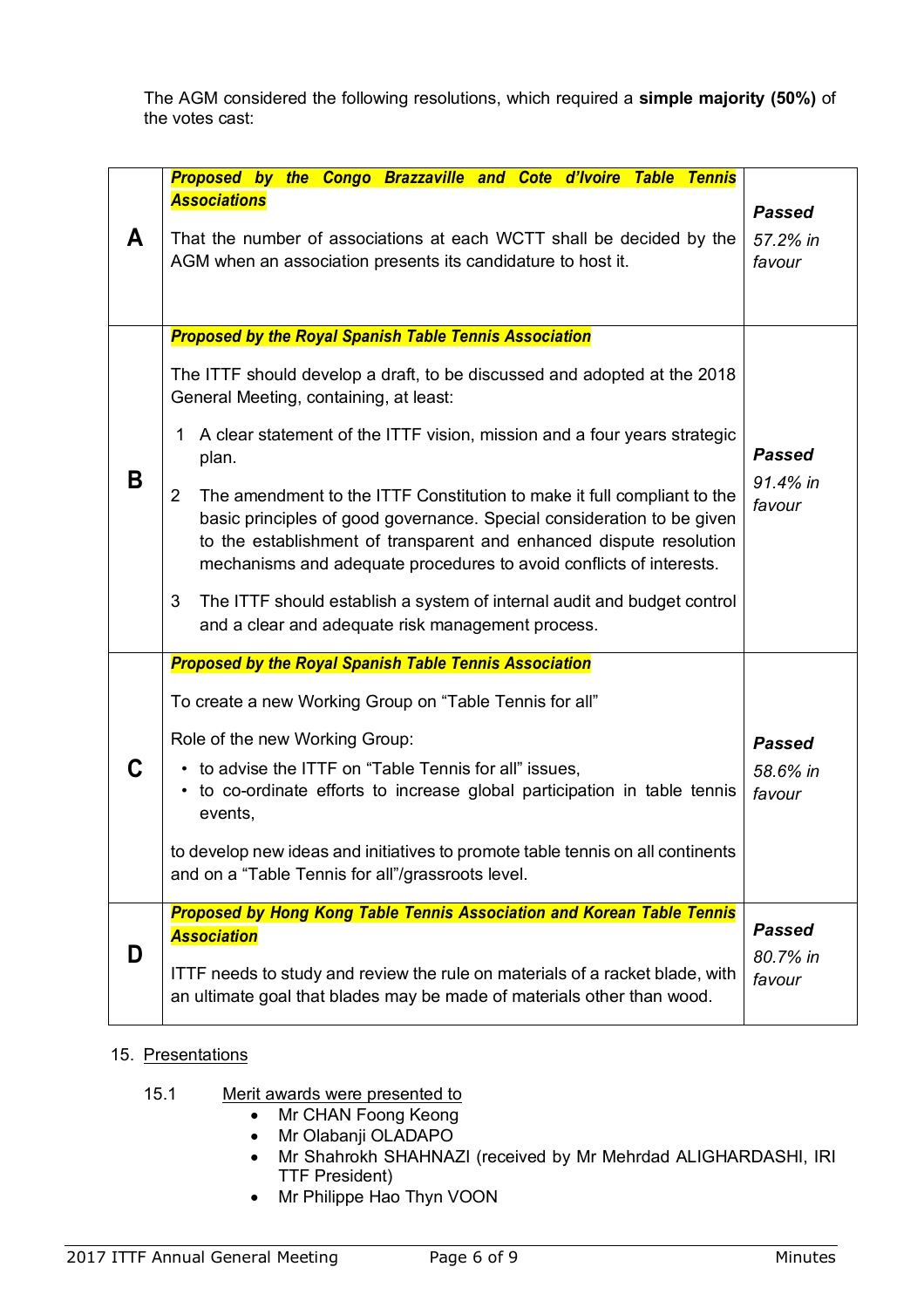The AGM considered the following resolutions, which required a **simple majority (50%)** of the votes cast:

| | | |
|---|---|---|
| **A** | ***Proposed by the Congo Brazzaville and Cote d'Ivoire Table Tennis Associations***<br><br>That the number of associations at each WCTT shall be decided by the AGM when an association presents its candidature to host it. | ***Passed***<br>*57.2% in favour* |
| **B** | ***Proposed by the Royal Spanish Table Tennis Association***<br><br>The ITTF should develop a draft, to be discussed and adopted at the 2018 General Meeting, containing, at least:<br><br>1 A clear statement of the ITTF vision, mission and a four years strategic plan.<br><br>2 The amendment to the ITTF Constitution to make it full compliant to the basic principles of good governance. Special consideration to be given to the establishment of transparent and enhanced dispute resolution mechanisms and adequate procedures to avoid conflicts of interests.<br><br>3 The ITTF should establish a system of internal audit and budget control and a clear and adequate risk management process. | ***Passed***<br>*91.4% in favour* |
| **C** | ***Proposed by the Royal Spanish Table Tennis Association***<br><br>To create a new Working Group on "Table Tennis for all"<br><br>Role of the new Working Group:<br>• to advise the ITTF on "Table Tennis for all" issues,<br>• to co-ordinate efforts to increase global participation in table tennis events,<br><br>to develop new ideas and initiatives to promote table tennis on all continents and on a "Table Tennis for all"/grassroots level. | ***Passed***<br>*58.6% in favour* |
| **D** | ***Proposed by Hong Kong Table Tennis Association and Korean Table Tennis Association***<br><br>ITTF needs to study and review the rule on materials of a racket blade, with an ultimate goal that blades may be made of materials other than wood. | ***Passed***<br>*80.7% in favour* |

15. Presentations

15.1 Merit awards were presented to

- Mr CHAN Foong Keong
- Mr Olabanji OLADAPO
- Mr Shahrokh SHAHNAZI (received by Mr Mehrdad ALIGHARDASHI, IRI TTF President)
- Mr Philippe Hao Thyn VOON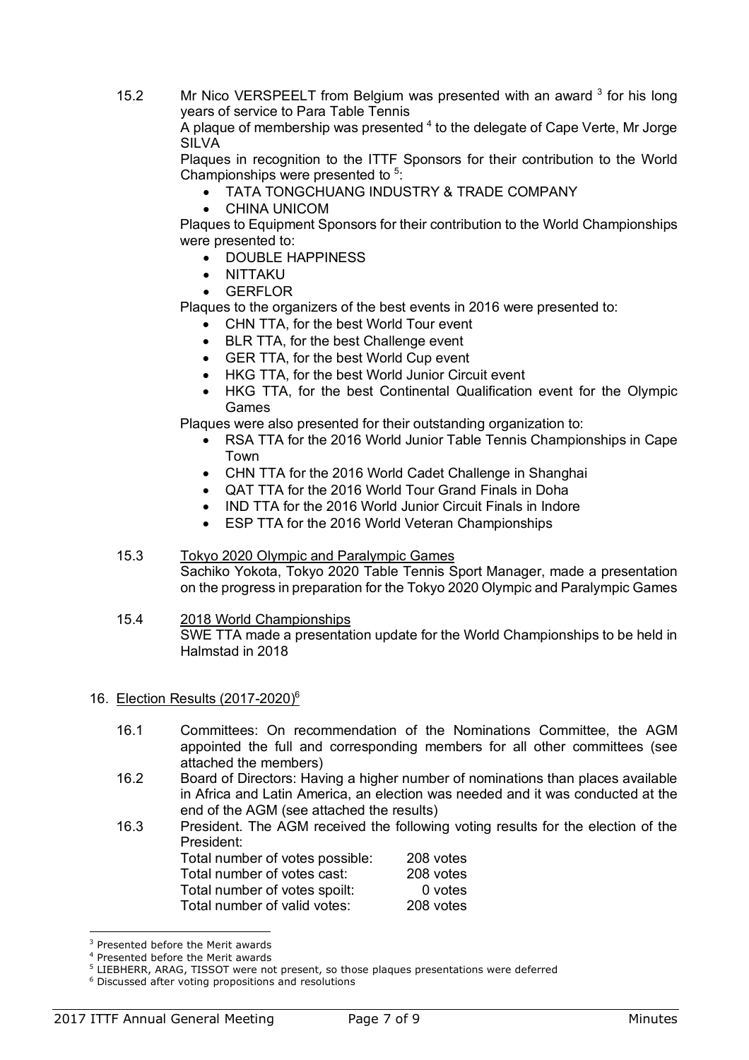15.2 Mr Nico VERSPEELT from Belgium was presented with an award [3] for his long years of service to Para Table Tennis

A plaque of membership was presented [4] to the delegate of Cape Verte, Mr Jorge SILVA

Plaques in recognition to the ITTF Sponsors for their contribution to the World Championships were presented to [5]:

- TATA TONGCHUANG INDUSTRY & TRADE COMPANY
- CHINA UNICOM

Plaques to Equipment Sponsors for their contribution to the World Championships were presented to:

- DOUBLE HAPPINESS
- NITTAKU
- GERFLOR

Plaques to the organizers of the best events in 2016 were presented to:

- CHN TTA, for the best World Tour event
- BLR TTA, for the best Challenge event
- GER TTA, for the best World Cup event
- HKG TTA, for the best World Junior Circuit event
- HKG TTA, for the best Continental Qualification event for the Olympic Games

Plaques were also presented for their outstanding organization to:

- RSA TTA for the 2016 World Junior Table Tennis Championships in Cape Town
- CHN TTA for the 2016 World Cadet Challenge in Shanghai
- QAT TTA for the 2016 World Tour Grand Finals in Doha
- IND TTA for the 2016 World Junior Circuit Finals in Indore
- ESP TTA for the 2016 World Veteran Championships

15.3 Tokyo 2020 Olympic and Paralympic Games

Sachiko Yokota, Tokyo 2020 Table Tennis Sport Manager, made a presentation on the progress in preparation for the Tokyo 2020 Olympic and Paralympic Games

15.4 2018 World Championships

SWE TTA made a presentation update for the World Championships to be held in Halmstad in 2018

## 16. Election Results (2017-2020)[6]

16.1 Committees: On recommendation of the Nominations Committee, the AGM appointed the full and corresponding members for all other committees (see attached the members)

16.2 Board of Directors: Having a higher number of nominations than places available in Africa and Latin America, an election was needed and it was conducted at the end of the AGM (see attached the results)

16.3 President. The AGM received the following voting results for the election of the President:

| | |
|---|---|
| Total number of votes possible: | 208 votes |
| Total number of votes cast: | 208 votes |
| Total number of votes spoilt: | 0 votes |
| Total number of valid votes: | 208 votes |

[3] Presented before the Merit awards

[4] Presented before the Merit awards

[5] LIEBHERR, ARAG, TISSOT were not present, so those plaques presentations were deferred

[6] Discussed after voting propositions and resolutions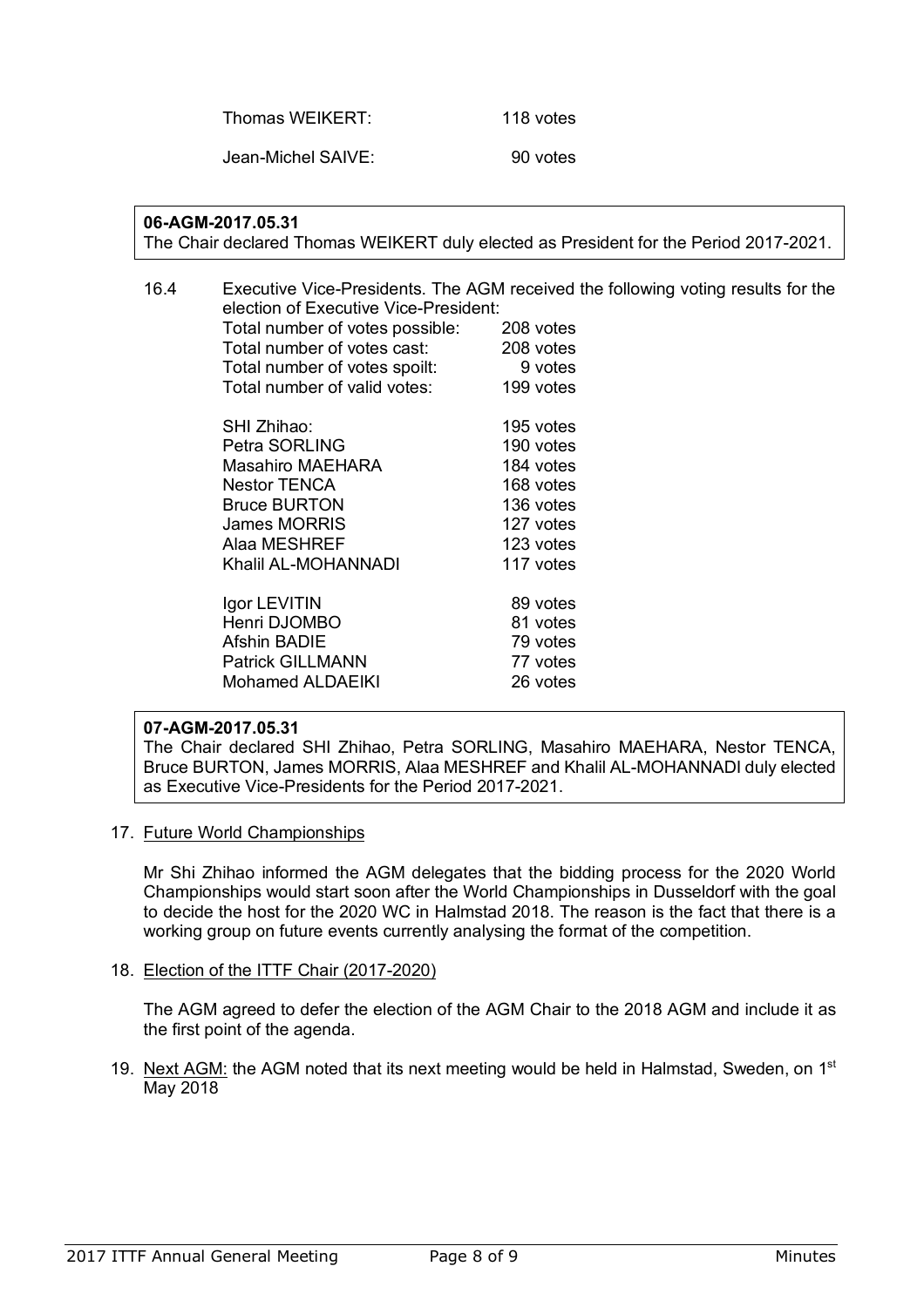| | |
|---|---|
| Thomas WEIKERT: | 118 votes |
| Jean-Michel SAIVE: | 90 votes |

**06-AGM-2017.05.31**
The Chair declared Thomas WEIKERT duly elected as President for the Period 2017-2021.

16.4 Executive Vice-Presidents. The AGM received the following voting results for the election of Executive Vice-President:

| | |
|---|---|
| Total number of votes possible: | 208 votes |
| Total number of votes cast: | 208 votes |
| Total number of votes spoilt: | 9 votes |
| Total number of valid votes: | 199 votes |
| | |
| SHI Zhihao: | 195 votes |
| Petra SORLING | 190 votes |
| Masahiro MAEHARA | 184 votes |
| Nestor TENCA | 168 votes |
| Bruce BURTON | 136 votes |
| James MORRIS | 127 votes |
| Alaa MESHREF | 123 votes |
| Khalil AL-MOHANNADI | 117 votes |
| | |
| Igor LEVITIN | 89 votes |
| Henri DJOMBO | 81 votes |
| Afshin BADIE | 79 votes |
| Patrick GILLMANN | 77 votes |
| Mohamed ALDAEIKI | 26 votes |

**07-AGM-2017.05.31**
The Chair declared SHI Zhihao, Petra SORLING, Masahiro MAEHARA, Nestor TENCA, Bruce BURTON, James MORRIS, Alaa MESHREF and Khalil AL-MOHANNADI duly elected as Executive Vice-Presidents for the Period 2017-2021.

17. Future World Championships

Mr Shi Zhihao informed the AGM delegates that the bidding process for the 2020 World Championships would start soon after the World Championships in Dusseldorf with the goal to decide the host for the 2020 WC in Halmstad 2018. The reason is the fact that there is a working group on future events currently analysing the format of the competition.

18. Election of the ITTF Chair (2017-2020)

The AGM agreed to defer the election of the AGM Chair to the 2018 AGM and include it as the first point of the agenda.

19. Next AGM: the AGM noted that its next meeting would be held in Halmstad, Sweden, on 1st May 2018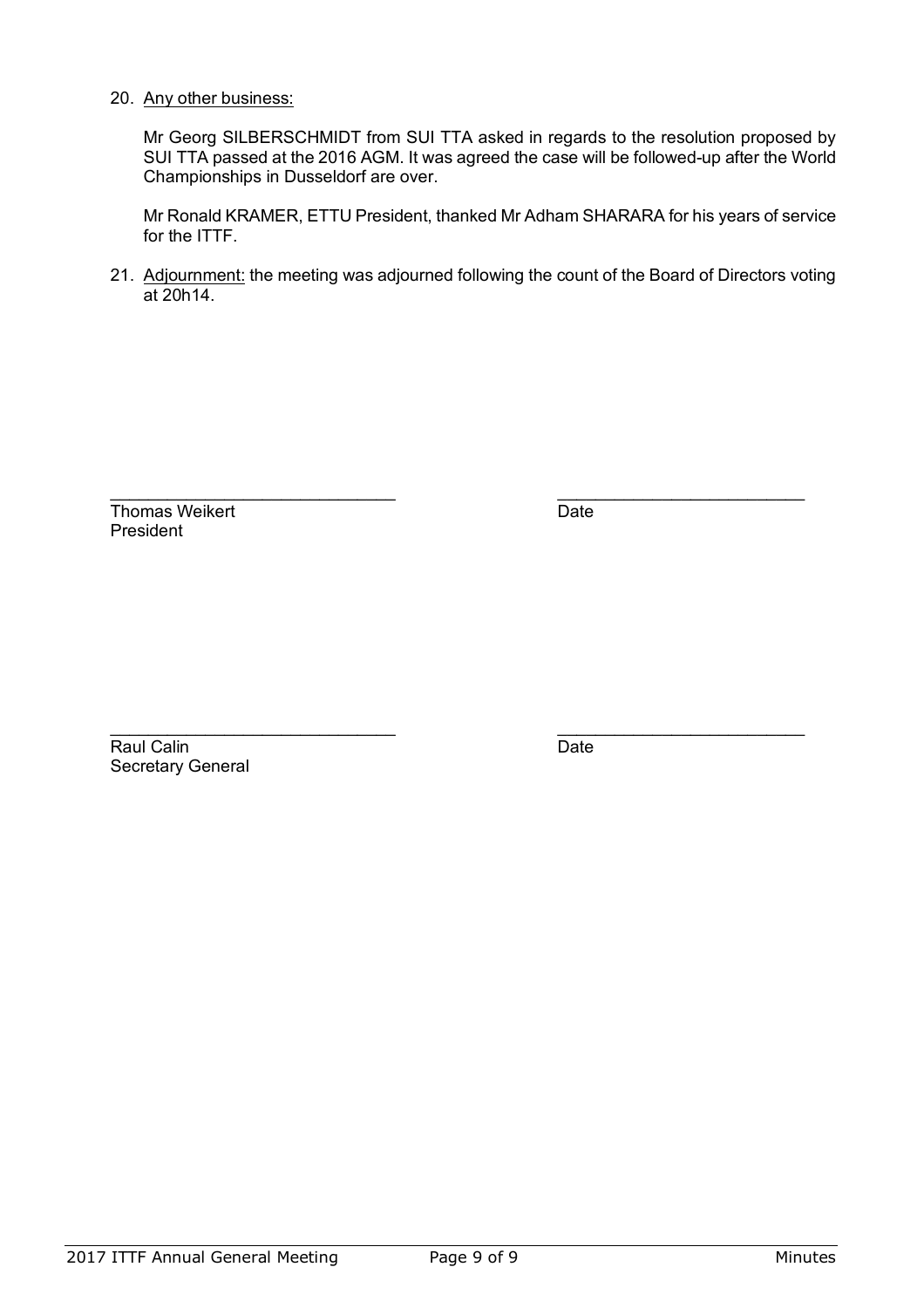20. <u>Any other business:</u>

    Mr Georg SILBERSCHMIDT from SUI TTA asked in regards to the resolution proposed by SUI TTA passed at the 2016 AGM. It was agreed the case will be followed-up after the World Championships in Dusseldorf are over.

    Mr Ronald KRAMER, ETTU President, thanked Mr Adham SHARARA for his years of service for the ITTF.

21. <u>Adjournment:</u> the meeting was adjourned following the count of the Board of Directors voting at 20h14.

\_\_\_\_\_\_\_\_\_\_\_\_\_\_\_\_\_\_\_\_\_\_\_\_\_\_\_\_\_\_ \_\_\_\_\_\_\_\_\_\_\_\_\_\_\_\_\_\_\_\_\_\_\_\_\_\_

Thomas Weikert Date
President

\_\_\_\_\_\_\_\_\_\_\_\_\_\_\_\_\_\_\_\_\_\_\_\_\_\_\_\_\_\_ \_\_\_\_\_\_\_\_\_\_\_\_\_\_\_\_\_\_\_\_\_\_\_\_\_\_

Raul Calin Date
Secretary General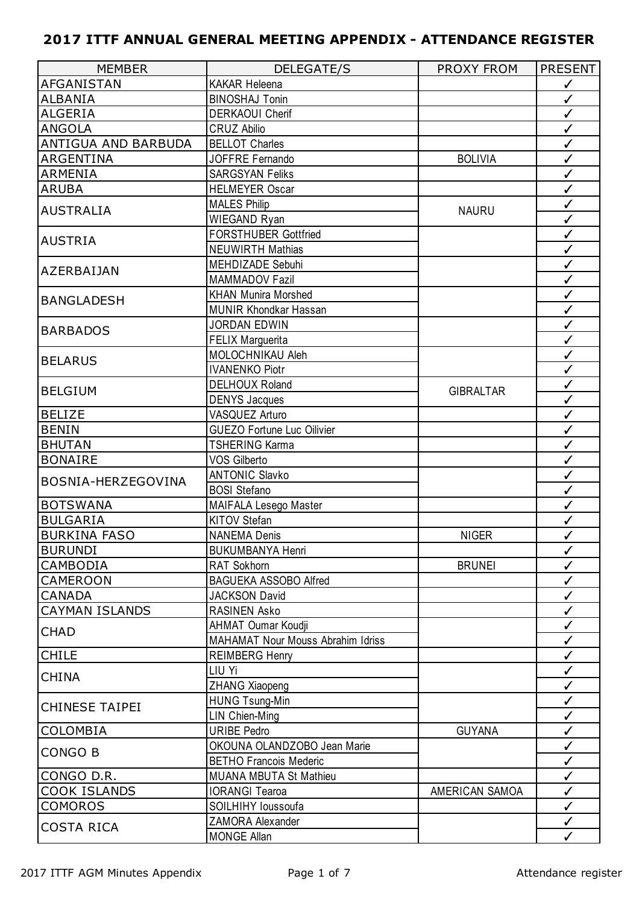# 2017 ITTF ANNUAL GENERAL MEETING APPENDIX - ATTENDANCE REGISTER

| MEMBER | DELEGATE/S | PROXY FROM | PRESENT |
|---|---|---|---|
| AFGANISTAN | KAKAR Heleena | | ✓ |
| ALBANIA | BINOSHAJ Tonin | | ✓ |
| ALGERIA | DERKAOUI Cherif | | ✓ |
| ANGOLA | CRUZ Abilio | | ✓ |
| ANTIGUA AND BARBUDA | BELLOT Charles | | ✓ |
| ARGENTINA | JOFFRE Fernando | BOLIVIA | ✓ |
| ARMENIA | SARGSYAN Feliks | | ✓ |
| ARUBA | HELMEYER Oscar | | ✓ |
| AUSTRALIA | MALES Philip | NAURU | ✓ |
| | WIEGAND Ryan | | ✓ |
| AUSTRIA | FORSTHUBER Gottfried | | ✓ |
| | NEUWIRTH Mathias | | ✓ |
| AZERBAIJAN | MEHDIZADE Sebuhi | | ✓ |
| | MAMMADOV Fazil | | ✓ |
| BANGLADESH | KHAN Munira Morshed | | ✓ |
| | MUNIR Khondkar Hassan | | ✓ |
| BARBADOS | JORDAN EDWIN | | ✓ |
| | FELIX Marguerita | | ✓ |
| BELARUS | MOLOCHNIKAU Aleh | | ✓ |
| | IVANENKO Piotr | | ✓ |
| BELGIUM | DELHOUX Roland | GIBRALTAR | ✓ |
| | DENYS Jacques | | ✓ |
| BELIZE | VASQUEZ Arturo | | ✓ |
| BENIN | GUEZO Fortune Luc Oilivier | | ✓ |
| BHUTAN | TSHERING Karma | | ✓ |
| BONAIRE | VOS Gilberto | | ✓ |
| BOSNIA-HERZEGOVINA | ANTONIC Slavko | | ✓ |
| | BOSI Stefano | | ✓ |
| BOTSWANA | MAIFALA Lesego Master | | ✓ |
| BULGARIA | KITOV Stefan | | ✓ |
| BURKINA FASO | NANEMA Denis | NIGER | ✓ |
| BURUNDI | BUKUMBANYA Henri | | ✓ |
| CAMBODIA | RAT Sokhorn | BRUNEI | ✓ |
| CAMEROON | BAGUEKA ASSOBO Alfred | | ✓ |
| CANADA | JACKSON David | | ✓ |
| CAYMAN ISLANDS | RASINEN Asko | | ✓ |
| CHAD | AHMAT Oumar Koudji | | ✓ |
| | MAHAMAT Nour Mouss Abrahim Idriss | | ✓ |
| CHILE | REIMBERG Henry | | ✓ |
| CHINA | LIU Yi | | ✓ |
| | ZHANG Xiaopeng | | ✓ |
| CHINESE TAIPEI | HUNG Tsung-Min | | ✓ |
| | LIN Chien-Ming | | ✓ |
| COLOMBIA | URIBE Pedro | GUYANA | ✓ |
| CONGO B | OKOUNA OLANDZOBO Jean Marie | | ✓ |
| | BETHO Francois Mederic | | ✓ |
| CONGO D.R. | MUANA MBUTA St Mathieu | | ✓ |
| COOK ISLANDS | IORANGI Tearoa | AMERICAN SAMOA | ✓ |
| COMOROS | SOILHIHY Ioussoufa | | ✓ |
| COSTA RICA | ZAMORA Alexander | | ✓ |
| | MONGE Allan | | ✓ |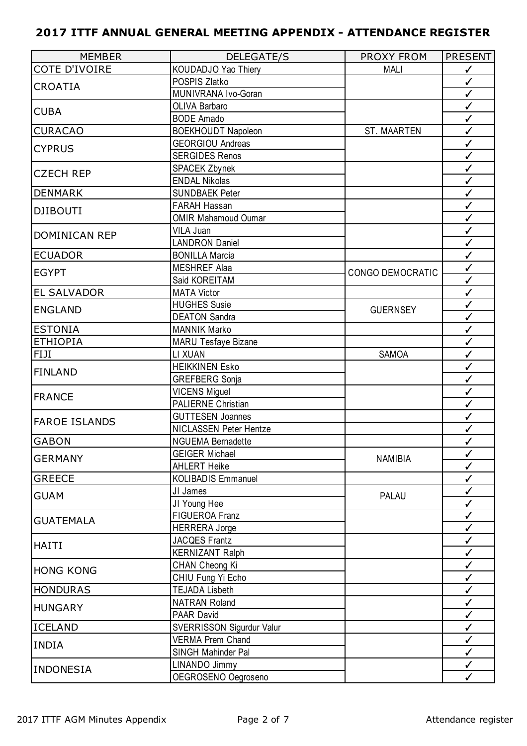# 2017 ITTF ANNUAL GENERAL MEETING APPENDIX - ATTENDANCE REGISTER

| MEMBER | DELEGATE/S | PROXY FROM | PRESENT |
|---|---|---|---|
| COTE D'IVOIRE | KOUDADJO Yao Thiery | MALI | ✓ |
| CROATIA | POSPIS Zlatko | | ✓ |
| | MUNIVRANA Ivo-Goran | | ✓ |
| CUBA | OLIVA Barbaro | | ✓ |
| | BODE Amado | | ✓ |
| CURACAO | BOEKHOUDT Napoleon | ST. MAARTEN | ✓ |
| CYPRUS | GEORGIOU Andreas | | ✓ |
| | SERGIDES Renos | | ✓ |
| CZECH REP | SPACEK Zbynek | | ✓ |
| | ENDAL Nikolas | | ✓ |
| DENMARK | SUNDBAEK Peter | | ✓ |
| DJIBOUTI | FARAH Hassan | | ✓ |
| | OMIR Mahamoud Oumar | | ✓ |
| DOMINICAN REP | VILA Juan | | ✓ |
| | LANDRON Daniel | | ✓ |
| ECUADOR | BONILLA Marcia | | ✓ |
| EGYPT | MESHREF Alaa | CONGO DEMOCRATIC | ✓ |
| | Said KOREITAM | | ✓ |
| EL SALVADOR | MATA Victor | | ✓ |
| ENGLAND | HUGHES Susie | GUERNSEY | ✓ |
| | DEATON Sandra | | ✓ |
| ESTONIA | MANNIK Marko | | ✓ |
| ETHIOPIA | MARU Tesfaye Bizane | | ✓ |
| FIJI | LI XUAN | SAMOA | ✓ |
| FINLAND | HEIKKINEN Esko | | ✓ |
| | GREFBERG Sonja | | ✓ |
| FRANCE | VICENS Miguel | | ✓ |
| | PALIERNE Christian | | ✓ |
| FAROE ISLANDS | GUTTESEN Joannes | | ✓ |
| | NICLASSEN Peter Hentze | | ✓ |
| GABON | NGUEMA Bernadette | | ✓ |
| GERMANY | GEIGER Michael | NAMIBIA | ✓ |
| | AHLERT Heike | | ✓ |
| GREECE | KOLIBADIS Emmanuel | | ✓ |
| GUAM | JI James | PALAU | ✓ |
| | JI Young Hee | | ✓ |
| GUATEMALA | FIGUEROA Franz | | ✓ |
| | HERRERA Jorge | | ✓ |
| HAITI | JACQES Frantz | | ✓ |
| | KERNIZANT Ralph | | ✓ |
| HONG KONG | CHAN Cheong Ki | | ✓ |
| | CHIU Fung Yi Echo | | ✓ |
| HONDURAS | TEJADA Lisbeth | | ✓ |
| HUNGARY | NATRAN Roland | | ✓ |
| | PAAR David | | ✓ |
| ICELAND | SVERRISSON Sigurdur Valur | | ✓ |
| INDIA | VERMA Prem Chand | | ✓ |
| | SINGH Mahinder Pal | | ✓ |
| INDONESIA | LINANDO Jimmy | | ✓ |
| | OEGROSENO Oegroseno | | ✓ |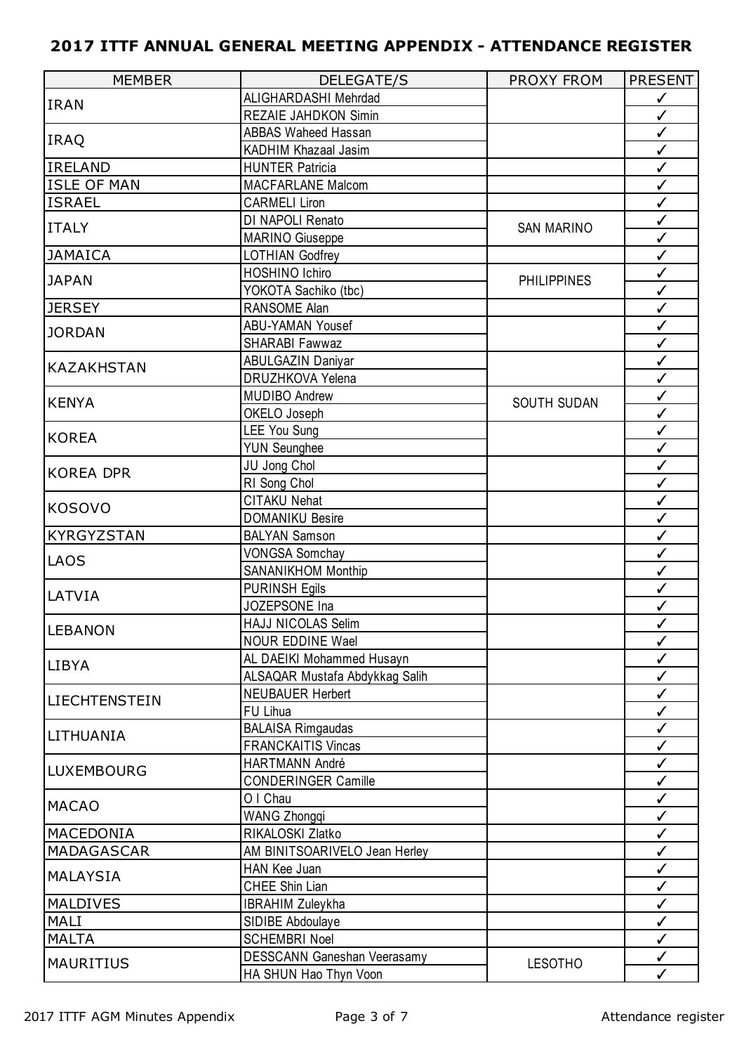## 2017 ITTF ANNUAL GENERAL MEETING APPENDIX - ATTENDANCE REGISTER

| MEMBER | DELEGATE/S | PROXY FROM | PRESENT |
|---|---|---|---|
| IRAN | ALIGHARDASHI Mehrdad | | ✓ |
| | REZAIE JAHDKON Simin | | ✓ |
| IRAQ | ABBAS Waheed Hassan | | ✓ |
| | KADHIM Khazaal Jasim | | ✓ |
| IRELAND | HUNTER Patricia | | ✓ |
| ISLE OF MAN | MACFARLANE Malcom | | ✓ |
| ISRAEL | CARMELI Liron | | ✓ |
| ITALY | DI NAPOLI Renato | SAN MARINO | ✓ |
| | MARINO Giuseppe | | ✓ |
| JAMAICA | LOTHIAN Godfrey | | ✓ |
| JAPAN | HOSHINO Ichiro | PHILIPPINES | ✓ |
| | YOKOTA Sachiko (tbc) | | ✓ |
| JERSEY | RANSOME Alan | | ✓ |
| JORDAN | ABU-YAMAN Yousef | | ✓ |
| | SHARABI Fawwaz | | ✓ |
| KAZAKHSTAN | ABULGAZIN Daniyar | | ✓ |
| | DRUZHKOVA Yelena | | ✓ |
| KENYA | MUDIBO Andrew | SOUTH SUDAN | ✓ |
| | OKELO Joseph | | ✓ |
| KOREA | LEE You Sung | | ✓ |
| | YUN Seunghee | | ✓ |
| KOREA DPR | JU Jong Chol | | ✓ |
| | RI Song Chol | | ✓ |
| KOSOVO | CITAKU Nehat | | ✓ |
| | DOMANIKU Besire | | ✓ |
| KYRGYZSTAN | BALYAN Samson | | ✓ |
| LAOS | VONGSA Somchay | | ✓ |
| | SANANIKHOM Monthip | | ✓ |
| LATVIA | PURINSH Egils | | ✓ |
| | JOZEPSONE Ina | | ✓ |
| LEBANON | HAJJ NICOLAS Selim | | ✓ |
| | NOUR EDDINE Wael | | ✓ |
| LIBYA | AL DAEIKI Mohammed Husayn | | ✓ |
| | ALSAQAR Mustafa Abdykkag Salih | | ✓ |
| LIECHTENSTEIN | NEUBAUER Herbert | | ✓ |
| | FU Lihua | | ✓ |
| LITHUANIA | BALAISA Rimgaudas | | ✓ |
| | FRANCKAITIS Vincas | | ✓ |
| LUXEMBOURG | HARTMANN André | | ✓ |
| | CONDERINGER Camille | | ✓ |
| MACAO | O I Chau | | ✓ |
| | WANG Zhongqi | | ✓ |
| MACEDONIA | RIKALOSKI Zlatko | | ✓ |
| MADAGASCAR | AM BINITSOARIVELO Jean Herley | | ✓ |
| MALAYSIA | HAN Kee Juan | | ✓ |
| | CHEE Shin Lian | | ✓ |
| MALDIVES | IBRAHIM Zuleykha | | ✓ |
| MALI | SIDIBE Abdoulaye | | ✓ |
| MALTA | SCHEMBRI Noel | | ✓ |
| MAURITIUS | DESSCANN Ganeshan Veerasamy | LESOTHO | ✓ |
| | HA SHUN Hao Thyn Voon | | ✓ |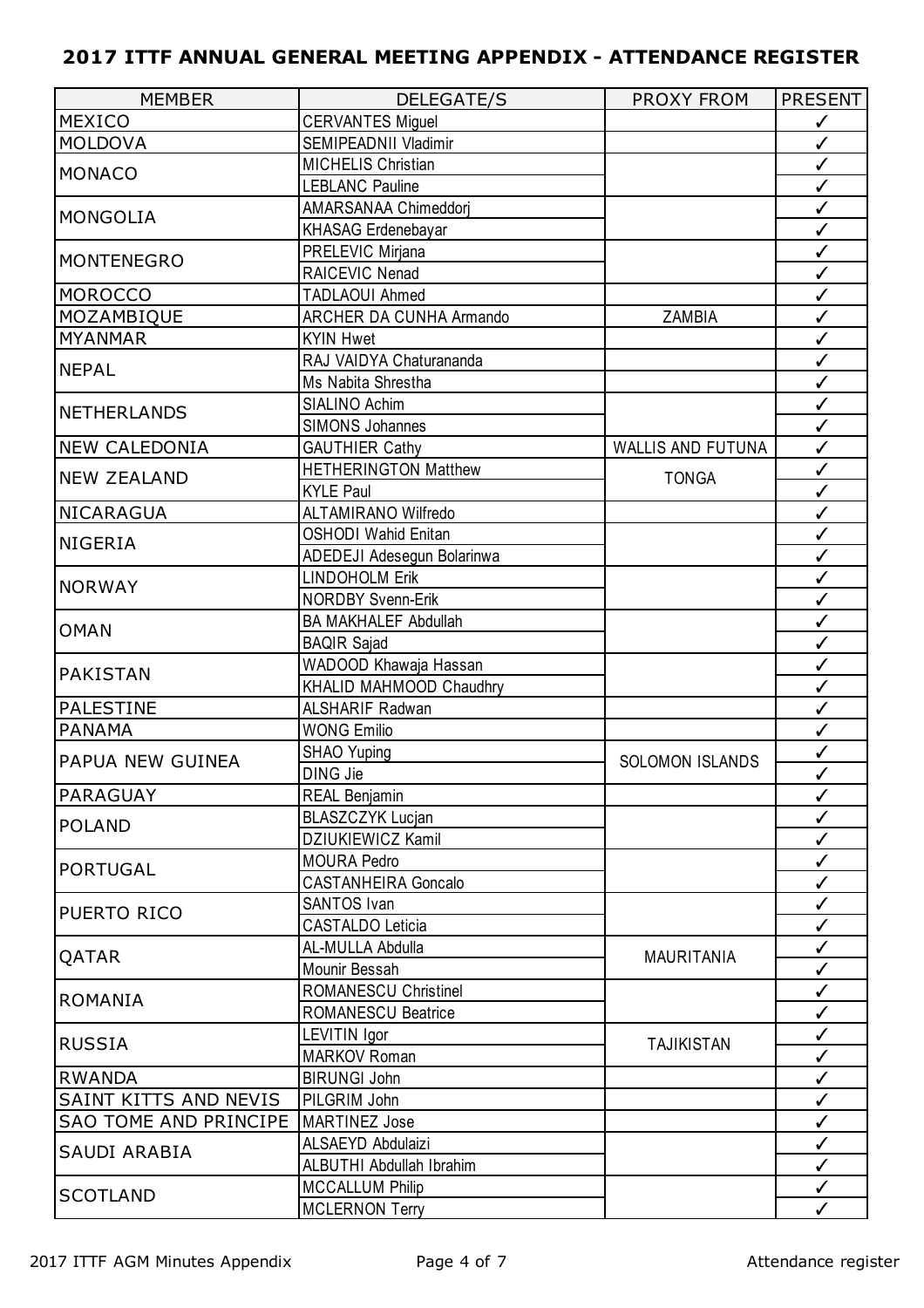## 2017 ITTF ANNUAL GENERAL MEETING APPENDIX - ATTENDANCE REGISTER

| MEMBER | DELEGATE/S | PROXY FROM | PRESENT |
|---|---|---|---|
| MEXICO | CERVANTES Miguel | | ✓ |
| MOLDOVA | SEMIPEADNII Vladimir | | ✓ |
| MONACO | MICHELIS Christian | | ✓ |
| | LEBLANC Pauline | | ✓ |
| MONGOLIA | AMARSANAA Chimeddorj | | ✓ |
| | KHASAG Erdenebayar | | ✓ |
| MONTENEGRO | PRELEVIC Mirjana | | ✓ |
| | RAICEVIC Nenad | | ✓ |
| MOROCCO | TADLAOUI Ahmed | | ✓ |
| MOZAMBIQUE | ARCHER DA CUNHA Armando | ZAMBIA | ✓ |
| MYANMAR | KYIN Hwet | | ✓ |
| NEPAL | RAJ VAIDYA Chaturananda | | ✓ |
| | Ms Nabita Shrestha | | ✓ |
| NETHERLANDS | SIALINO Achim | | ✓ |
| | SIMONS Johannes | | ✓ |
| NEW CALEDONIA | GAUTHIER Cathy | WALLIS AND FUTUNA | ✓ |
| NEW ZEALAND | HETHERINGTON Matthew | TONGA | ✓ |
| | KYLE Paul | | ✓ |
| NICARAGUA | ALTAMIRANO Wilfredo | | ✓ |
| NIGERIA | OSHODI Wahid Enitan | | ✓ |
| | ADEDEJI Adesegun Bolarinwa | | ✓ |
| NORWAY | LINDOHOLM Erik | | ✓ |
| | NORDBY Svenn-Erik | | ✓ |
| OMAN | BA MAKHALEF Abdullah | | ✓ |
| | BAQIR Sajad | | ✓ |
| PAKISTAN | WADOOD Khawaja Hassan | | ✓ |
| | KHALID MAHMOOD Chaudhry | | ✓ |
| PALESTINE | ALSHARIF Radwan | | ✓ |
| PANAMA | WONG Emilio | | ✓ |
| PAPUA NEW GUINEA | SHAO Yuping | SOLOMON ISLANDS | ✓ |
| | DING Jie | | ✓ |
| PARAGUAY | REAL Benjamin | | ✓ |
| POLAND | BLASZCZYK Lucjan | | ✓ |
| | DZIUKIEWICZ Kamil | | ✓ |
| PORTUGAL | MOURA Pedro | | ✓ |
| | CASTANHEIRA Goncalo | | ✓ |
| PUERTO RICO | SANTOS Ivan | | ✓ |
| | CASTALDO Leticia | | ✓ |
| QATAR | AL-MULLA Abdulla | MAURITANIA | ✓ |
| | Mounir Bessah | | ✓ |
| ROMANIA | ROMANESCU Christinel | | ✓ |
| | ROMANESCU Beatrice | | ✓ |
| RUSSIA | LEVITIN Igor | TAJIKISTAN | ✓ |
| | MARKOV Roman | | ✓ |
| RWANDA | BIRUNGI John | | ✓ |
| SAINT KITTS AND NEVIS | PILGRIM John | | ✓ |
| SAO TOME AND PRINCIPE | MARTINEZ Jose | | ✓ |
| SAUDI ARABIA | ALSAEYD Abdulaizi | | ✓ |
| | ALBUTHI Abdullah Ibrahim | | ✓ |
| SCOTLAND | MCCALLUM Philip | | ✓ |
| | MCLERNON Terry | | ✓ |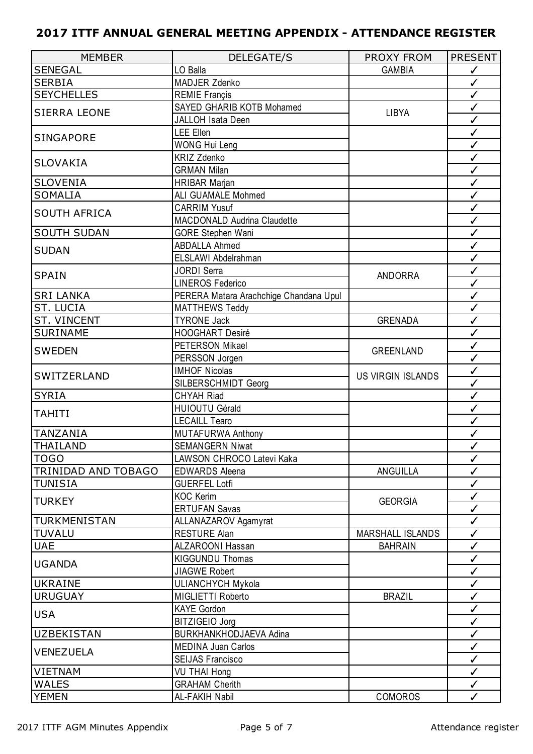# 2017 ITTF ANNUAL GENERAL MEETING APPENDIX - ATTENDANCE REGISTER

| MEMBER | DELEGATE/S | PROXY FROM | PRESENT |
|---|---|---|---|
| SENEGAL | LO Balla | GAMBIA | ✓ |
| SERBIA | MADJER Zdenko | | ✓ |
| SEYCHELLES | REMIE Françis | | ✓ |
| SIERRA LEONE | SAYED GHARIB KOTB Mohamed | LIBYA | ✓ |
| | JALLOH Isata Deen | | ✓ |
| SINGAPORE | LEE Ellen | | ✓ |
| | WONG Hui Leng | | ✓ |
| SLOVAKIA | KRIZ Zdenko | | ✓ |
| | GRMAN Milan | | ✓ |
| SLOVENIA | HRIBAR Marjan | | ✓ |
| SOMALIA | ALI GUAMALE Mohmed | | ✓ |
| SOUTH AFRICA | CARRIM Yusuf | | ✓ |
| | MACDONALD Audrina Claudette | | ✓ |
| SOUTH SUDAN | GORE Stephen Wani | | ✓ |
| SUDAN | ABDALLA Ahmed | | ✓ |
| | ELSLAWI Abdelrahman | | ✓ |
| SPAIN | JORDI Serra | ANDORRA | ✓ |
| | LINEROS Federico | | ✓ |
| SRI LANKA | PERERA Matara Arachchige Chandana Upul | | ✓ |
| ST. LUCIA | MATTHEWS Teddy | | ✓ |
| ST. VINCENT | TYRONE Jack | GRENADA | ✓ |
| SURINAME | HOOGHART Desiré | | ✓ |
| SWEDEN | PETERSON Mikael | GREENLAND | ✓ |
| | PERSSON Jorgen | | ✓ |
| SWITZERLAND | IMHOF Nicolas | US VIRGIN ISLANDS | ✓ |
| | SILBERSCHMIDT Georg | | ✓ |
| SYRIA | CHYAH Riad | | ✓ |
| TAHITI | HUIOUTU Gérald | | ✓ |
| | LECAILL Tearo | | ✓ |
| TANZANIA | MUTAFURWA Anthony | | ✓ |
| THAILAND | SEMANGERN Niwat | | ✓ |
| TOGO | LAWSON CHROCO Latevi Kaka | | ✓ |
| TRINIDAD AND TOBAGO | EDWARDS Aleena | ANGUILLA | ✓ |
| TUNISIA | GUERFEL Lotfi | | ✓ |
| TURKEY | KOC Kerim | GEORGIA | ✓ |
| | ERTUFAN Savas | | ✓ |
| TURKMENISTAN | ALLANAZAROV Agamyrat | | ✓ |
| TUVALU | RESTURE Alan | MARSHALL ISLANDS | ✓ |
| UAE | ALZAROONI Hassan | BAHRAIN | ✓ |
| UGANDA | KIGGUNDU Thomas | | ✓ |
| | JIAGWE Robert | | ✓ |
| UKRAINE | ULIANCHYCH Mykola | | ✓ |
| URUGUAY | MIGLIETTI Roberto | BRAZIL | ✓ |
| USA | KAYE Gordon | | ✓ |
| | BITZIGEIO Jorg | | ✓ |
| UZBEKISTAN | BURKHANKHODJAEVA Adina | | ✓ |
| VENEZUELA | MEDINA Juan Carlos | | ✓ |
| | SEIJAS Francisco | | ✓ |
| VIETNAM | VU THAI Hong | | ✓ |
| WALES | GRAHAM Cherith | | ✓ |
| YEMEN | AL-FAKIH Nabil | COMOROS | ✓ |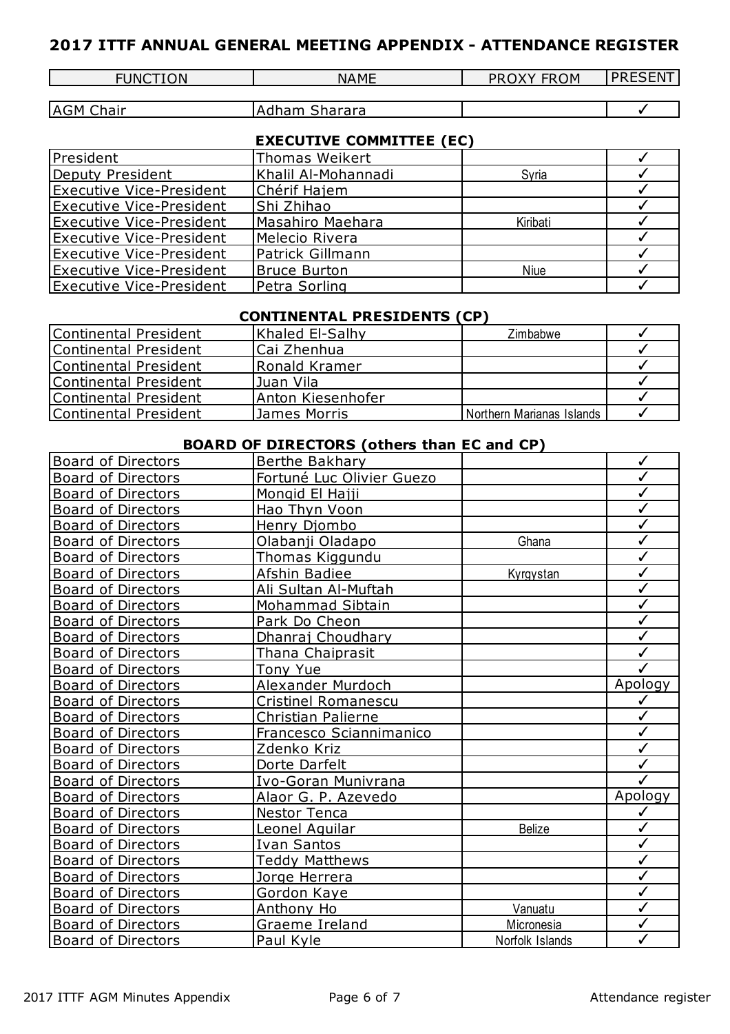## 2017 ITTF ANNUAL GENERAL MEETING APPENDIX - ATTENDANCE REGISTER

| FUNCTION | NAME | PROXY FROM | PRESENT |
|---|---|---|---|
| AGM Chair | Adham Sharara | | ✓ |

### EXECUTIVE COMMITTEE (EC)

| FUNCTION | NAME | PROXY FROM | PRESENT |
|---|---|---|---|
| President | Thomas Weikert | | ✓ |
| Deputy President | Khalil Al-Mohannadi | Syria | ✓ |
| Executive Vice-President | Chérif Hajem | | ✓ |
| Executive Vice-President | Shi Zhihao | | ✓ |
| Executive Vice-President | Masahiro Maehara | Kiribati | ✓ |
| Executive Vice-President | Melecio Rivera | | ✓ |
| Executive Vice-President | Patrick Gillmann | | ✓ |
| Executive Vice-President | Bruce Burton | Niue | ✓ |
| Executive Vice-President | Petra Sorling | | ✓ |

### CONTINENTAL PRESIDENTS (CP)

| FUNCTION | NAME | PROXY FROM | PRESENT |
|---|---|---|---|
| Continental President | Khaled El-Salhy | Zimbabwe | ✓ |
| Continental President | Cai Zhenhua | | ✓ |
| Continental President | Ronald Kramer | | ✓ |
| Continental President | Juan Vila | | ✓ |
| Continental President | Anton Kiesenhofer | | ✓ |
| Continental President | James Morris | Northern Marianas Islands | ✓ |

### BOARD OF DIRECTORS (others than EC and CP)

| FUNCTION | NAME | PROXY FROM | PRESENT |
|---|---|---|---|
| Board of Directors | Berthe Bakhary | | ✓ |
| Board of Directors | Fortuné Luc Olivier Guezo | | ✓ |
| Board of Directors | Mongid El Hajji | | ✓ |
| Board of Directors | Hao Thyn Voon | | ✓ |
| Board of Directors | Henry Djombo | | ✓ |
| Board of Directors | Olabanji Oladapo | Ghana | ✓ |
| Board of Directors | Thomas Kiggundu | | ✓ |
| Board of Directors | Afshin Badiee | Kyrgystan | ✓ |
| Board of Directors | Ali Sultan Al-Muftah | | ✓ |
| Board of Directors | Mohammad Sibtain | | ✓ |
| Board of Directors | Park Do Cheon | | ✓ |
| Board of Directors | Dhanraj Choudhary | | ✓ |
| Board of Directors | Thana Chaiprasit | | ✓ |
| Board of Directors | Tony Yue | | ✓ |
| Board of Directors | Alexander Murdoch | | Apology |
| Board of Directors | Cristinel Romanescu | | ✓ |
| Board of Directors | Christian Palierne | | ✓ |
| Board of Directors | Francesco Sciannimanico | | ✓ |
| Board of Directors | Zdenko Kriz | | ✓ |
| Board of Directors | Dorte Darfelt | | ✓ |
| Board of Directors | Ivo-Goran Munivrana | | ✓ |
| Board of Directors | Alaor G. P. Azevedo | | Apology |
| Board of Directors | Nestor Tenca | | ✓ |
| Board of Directors | Leonel Aguilar | Belize | ✓ |
| Board of Directors | Ivan Santos | | ✓ |
| Board of Directors | Teddy Matthews | | ✓ |
| Board of Directors | Jorge Herrera | | ✓ |
| Board of Directors | Gordon Kaye | | ✓ |
| Board of Directors | Anthony Ho | Vanuatu | ✓ |
| Board of Directors | Graeme Ireland | Micronesia | ✓ |
| Board of Directors | Paul Kyle | Norfolk Islands | ✓ |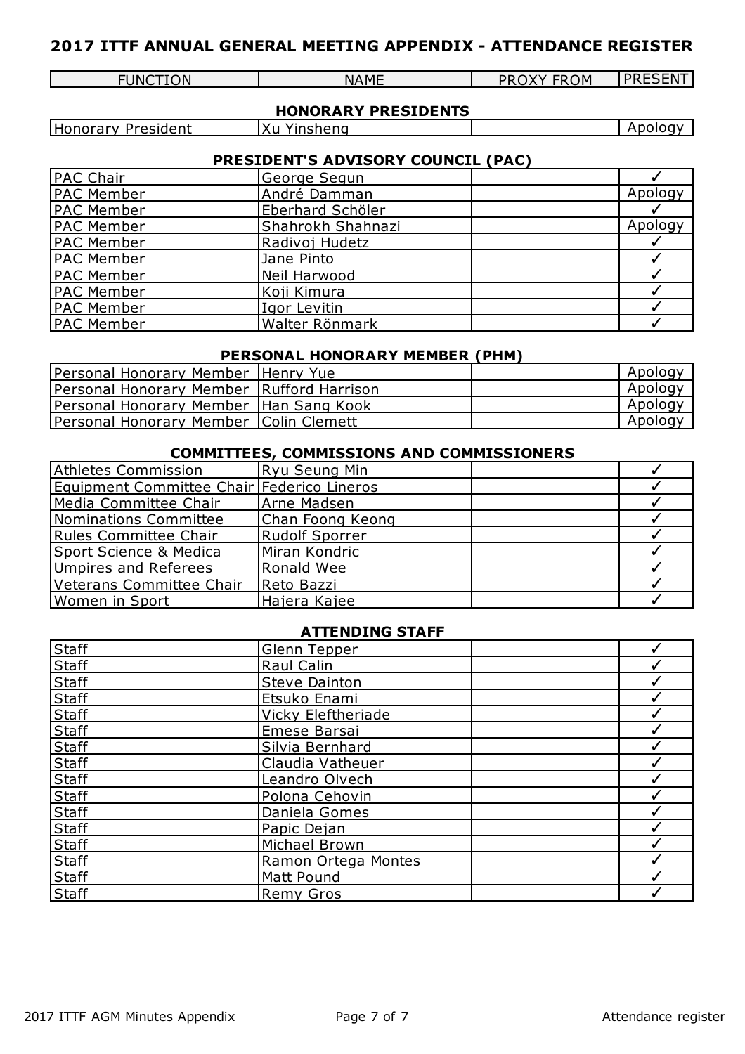## 2017 ITTF ANNUAL GENERAL MEETING APPENDIX - ATTENDANCE REGISTER

| FUNCTION | NAME | PROXY FROM | PRESENT |
|---|---|---|---|

### HONORARY PRESIDENTS

| | | | |
|---|---|---|---|
| Honorary President | Xu Yinsheng | | Apology |

### PRESIDENT'S ADVISORY COUNCIL (PAC)

| | | | |
|---|---|---|---|
| PAC Chair | George Segun | | ✓ |
| PAC Member | André Damman | | Apology |
| PAC Member | Eberhard Schöler | | ✓ |
| PAC Member | Shahrokh Shahnazi | | Apology |
| PAC Member | Radivoj Hudetz | | ✓ |
| PAC Member | Jane Pinto | | ✓ |
| PAC Member | Neil Harwood | | ✓ |
| PAC Member | Koji Kimura | | ✓ |
| PAC Member | Igor Levitin | | ✓ |
| PAC Member | Walter Rönmark | | ✓ |

### PERSONAL HONORARY MEMBER (PHM)

| | | | |
|---|---|---|---|
| Personal Honorary Member | Henry Yue | | Apology |
| Personal Honorary Member | Rufford Harrison | | Apology |
| Personal Honorary Member | Han Sang Kook | | Apology |
| Personal Honorary Member | Colin Clemett | | Apology |

### COMMITTEES, COMMISSIONS AND COMMISSIONERS

| | | | |
|---|---|---|---|
| Athletes Commission | Ryu Seung Min | | ✓ |
| Equipment Committee Chair | Federico Lineros | | ✓ |
| Media Committee Chair | Arne Madsen | | ✓ |
| Nominations Committee | Chan Foong Keong | | ✓ |
| Rules Committee Chair | Rudolf Sporrer | | ✓ |
| Sport Science & Medica | Miran Kondric | | ✓ |
| Umpires and Referees | Ronald Wee | | ✓ |
| Veterans Committee Chair | Reto Bazzi | | ✓ |
| Women in Sport | Hajera Kajee | | ✓ |

### ATTENDING STAFF

| | | | |
|---|---|---|---|
| Staff | Glenn Tepper | | ✓ |
| Staff | Raul Calin | | ✓ |
| Staff | Steve Dainton | | ✓ |
| Staff | Etsuko Enami | | ✓ |
| Staff | Vicky Eleftheriade | | ✓ |
| Staff | Emese Barsai | | ✓ |
| Staff | Silvia Bernhard | | ✓ |
| Staff | Claudia Vatheuer | | ✓ |
| Staff | Leandro Olvech | | ✓ |
| Staff | Polona Cehovin | | ✓ |
| Staff | Daniela Gomes | | ✓ |
| Staff | Papic Dejan | | ✓ |
| Staff | Michael Brown | | ✓ |
| Staff | Ramon Ortega Montes | | ✓ |
| Staff | Matt Pound | | ✓ |
| Staff | Remy Gros | | ✓ |